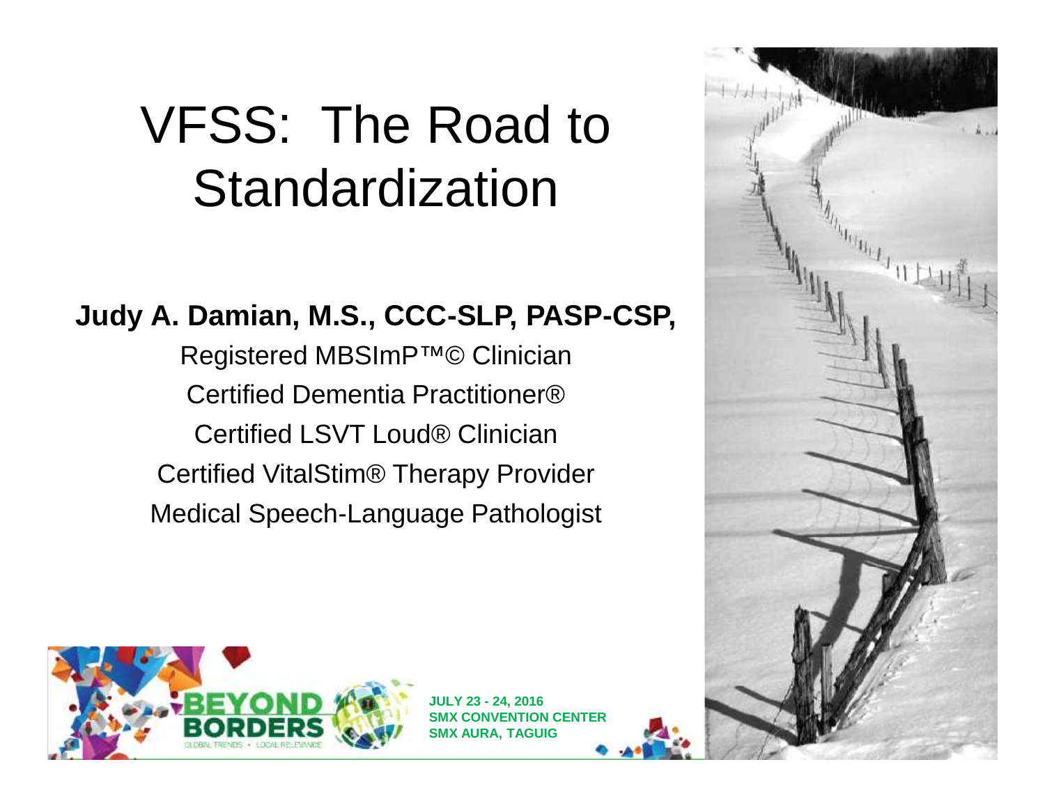# VFSS: The Road to Standardization

**Judy A. Damian, M.S., CCC-SLP, PASP-CSP,**

Registered MBSImP™© Clinician

Certified Dementia Practitioner®

Certified LSVT Loud® Clinician

Certified VitalStim® Therapy Provider

Medical Speech-Language Pathologist

**BEYOND BORDERS**
GLOBAL TRENDS • LOCAL RELEVANCE

**JULY 23 - 24, 2016**
**SMX CONVENTION CENTER**
**SMX AURA, TAGUIG**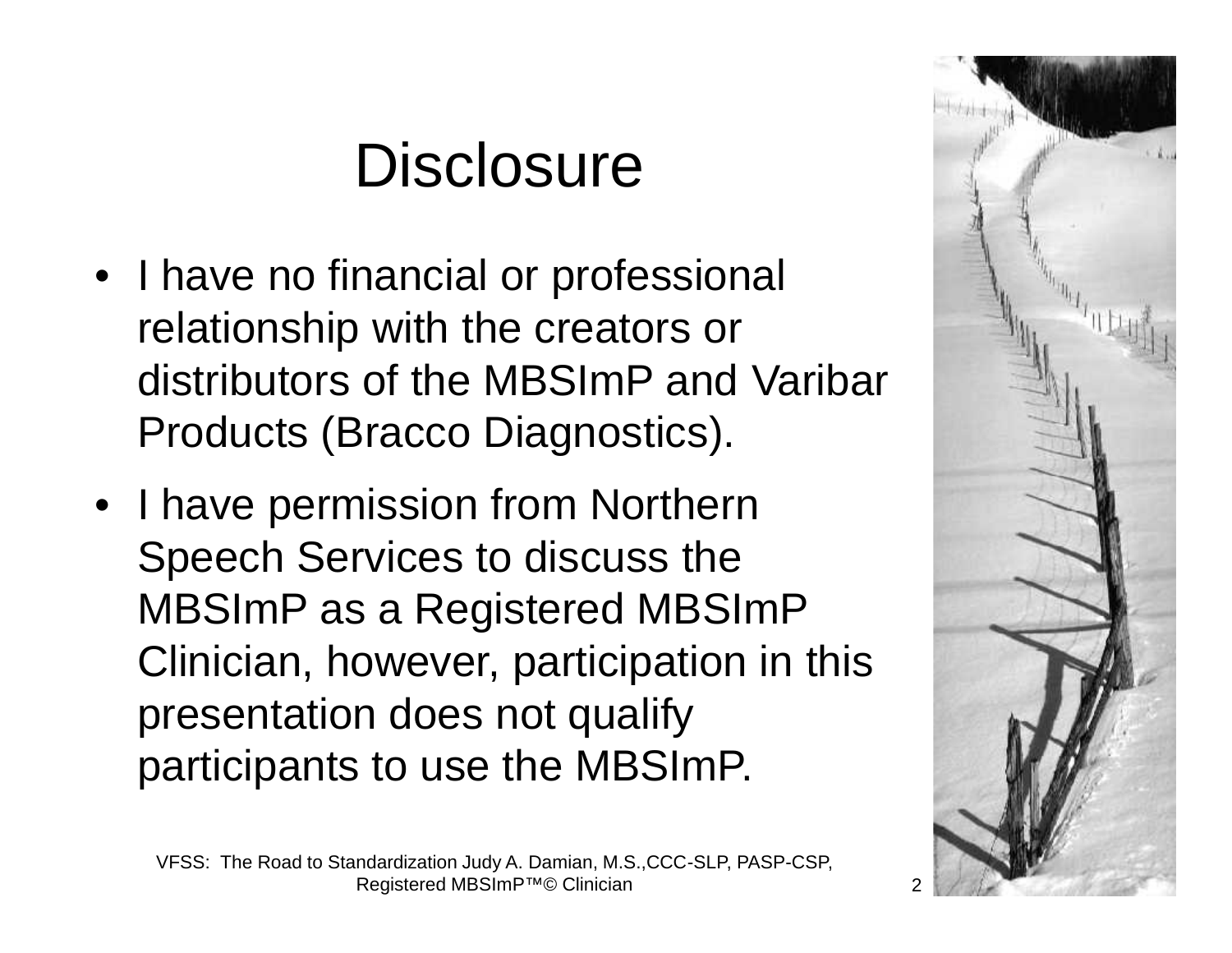# Disclosure

- I have no financial or professional relationship with the creators or distributors of the MBSImP and Varibar Products (Bracco Diagnostics).
- I have permission from Northern Speech Services to discuss the MBSImP as a Registered MBSImP Clinician, however, participation in this presentation does not qualify participants to use the MBSImP.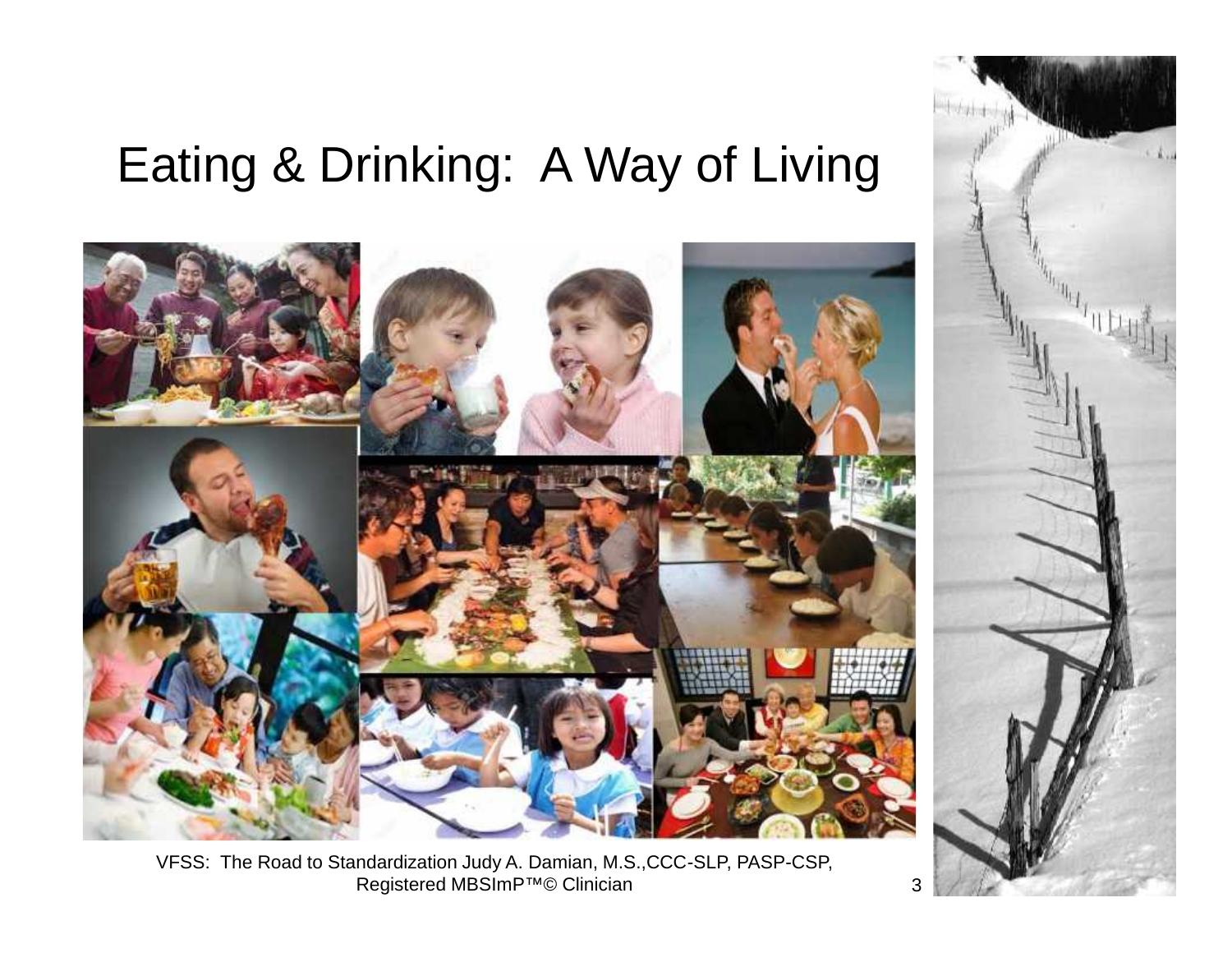# Eating & Drinking: A Way of Living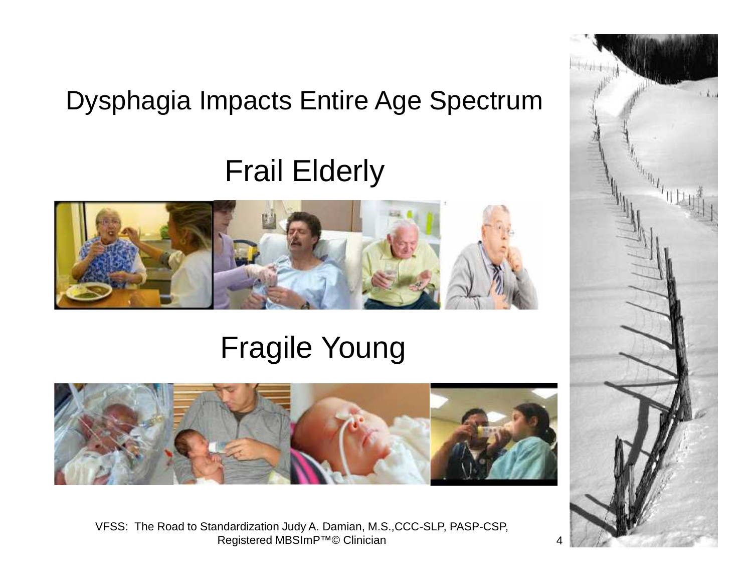# Dysphagia Impacts Entire Age Spectrum

## Frail Elderly

## Fragile Young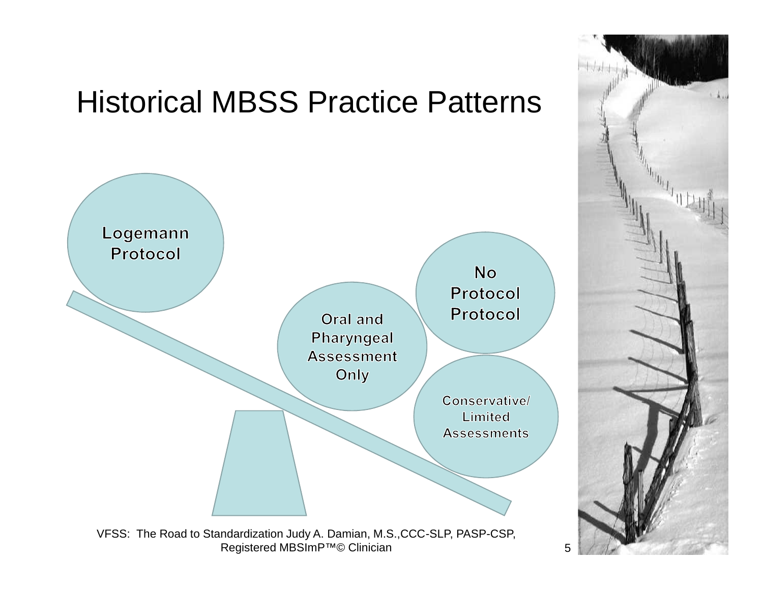# Historical MBSS Practice Patterns

Logemann Protocol

Oral and Pharyngeal Assessment Only

No Protocol Protocol

Conservative/ Limited Assessments

VFSS: The Road to Standardization Judy A. Damian, M.S.,CCC-SLP, PASP-CSP, Registered MBSImP™© Clinician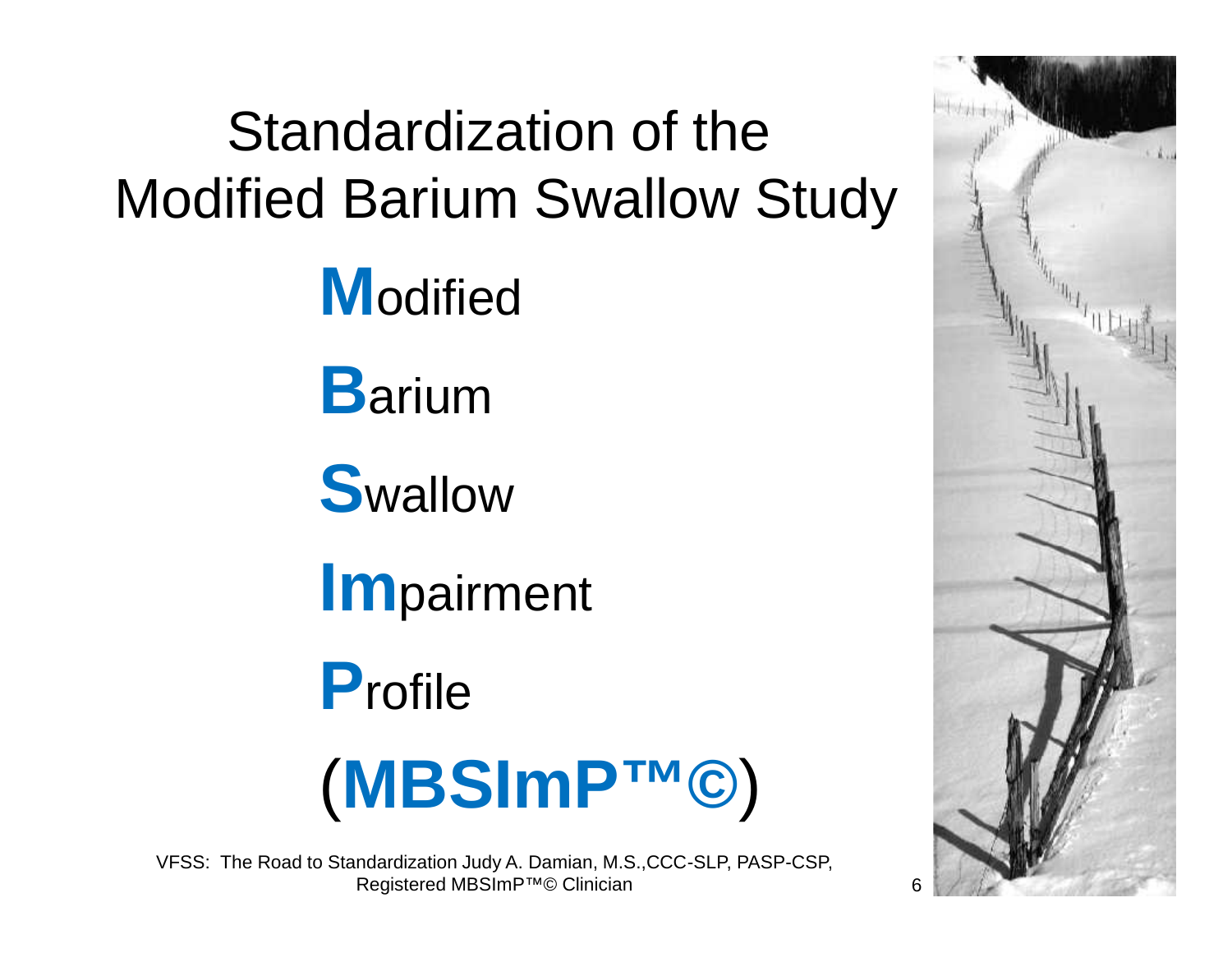# Standardization of the Modified Barium Swallow Study

**M**odified

**B**arium

**S**wallow

**Im**pairment

**P**rofile

(**MBSImP™©**)

VFSS: The Road to Standardization Judy A. Damian, M.S.,CCC-SLP, PASP-CSP, Registered MBSImP™© Clinician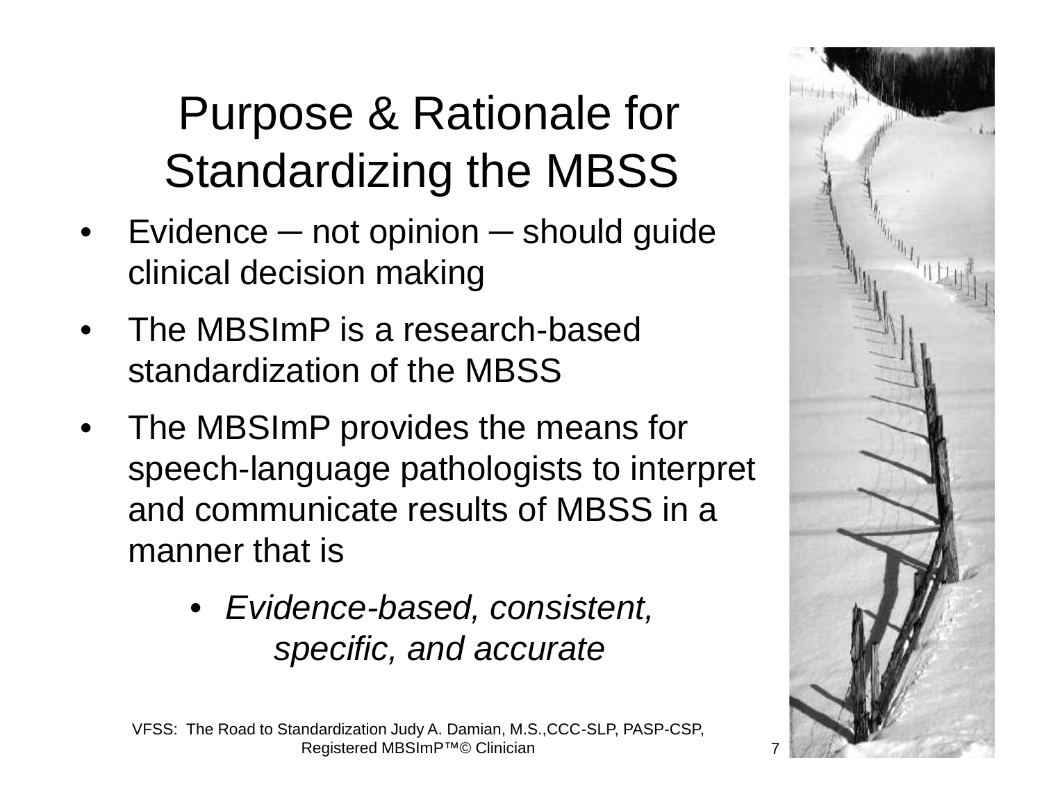# Purpose & Rationale for Standardizing the MBSS

- Evidence ─ not opinion ─ should guide clinical decision making
- The MBSImP is a research-based standardization of the MBSS
- The MBSImP provides the means for speech-language pathologists to interpret and communicate results of MBSS in a manner that is
  - *Evidence-based, consistent, specific, and accurate*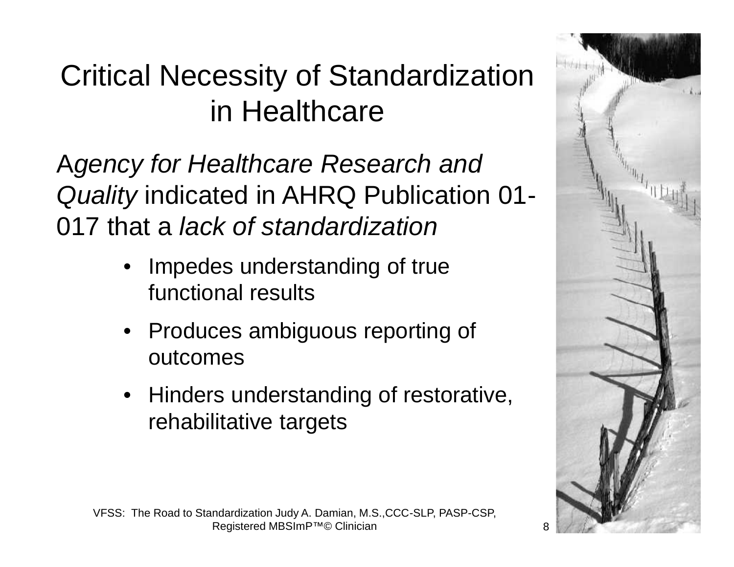# Critical Necessity of Standardization in Healthcare

A*gency for Healthcare Research and Quality* indicated in AHRQ Publication 01-017 that a *lack of standardization*

- Impedes understanding of true functional results
- Produces ambiguous reporting of outcomes
- Hinders understanding of restorative, rehabilitative targets

VFSS: The Road to Standardization Judy A. Damian, M.S.,CCC-SLP, PASP-CSP, Registered MBSImP™© Clinician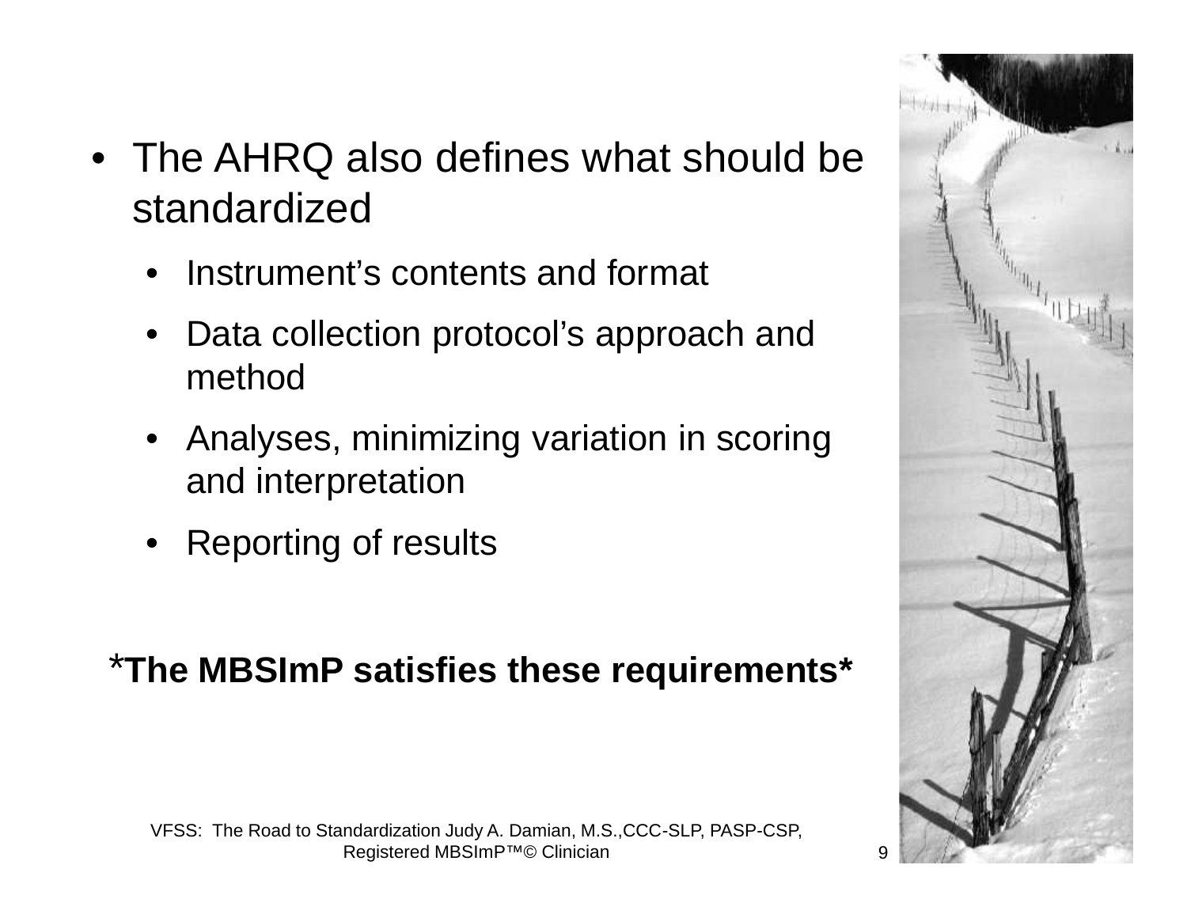- The AHRQ also defines what should be standardized
  - Instrument's contents and format
  - Data collection protocol's approach and method
  - Analyses, minimizing variation in scoring and interpretation
  - Reporting of results

***The MBSImP satisfies these requirements***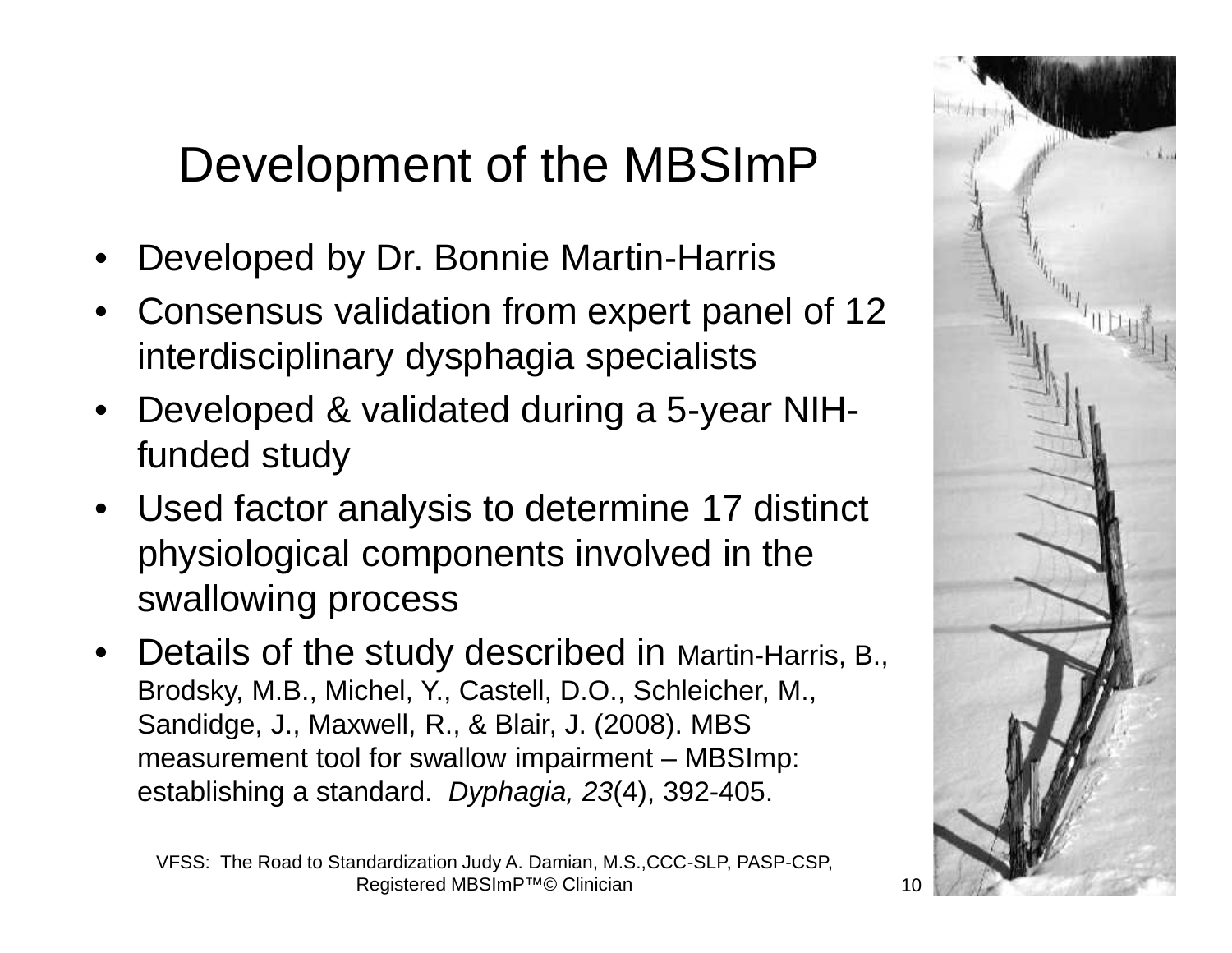# Development of the MBSImP

- Developed by Dr. Bonnie Martin-Harris
- Consensus validation from expert panel of 12 interdisciplinary dysphagia specialists
- Developed & validated during a 5-year NIH-funded study
- Used factor analysis to determine 17 distinct physiological components involved in the swallowing process
- Details of the study described in Martin-Harris, B., Brodsky, M.B., Michel, Y., Castell, D.O., Schleicher, M., Sandidge, J., Maxwell, R., & Blair, J. (2008). MBS measurement tool for swallow impairment – MBSImp: establishing a standard. *Dyphagia, 23*(4), 392-405.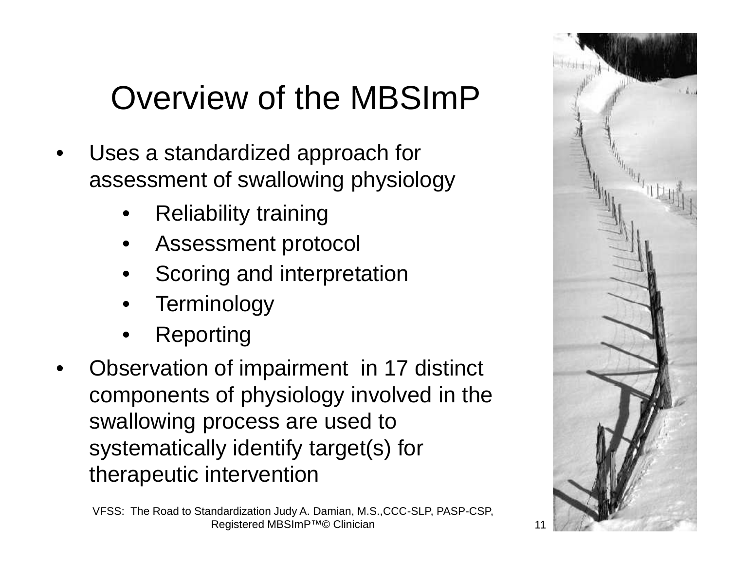# Overview of the MBSImP

- Uses a standardized approach for assessment of swallowing physiology
  - Reliability training
  - Assessment protocol
  - Scoring and interpretation
  - Terminology
  - Reporting
- Observation of impairment in 17 distinct components of physiology involved in the swallowing process are used to systematically identify target(s) for therapeutic intervention

VFSS: The Road to Standardization Judy A. Damian, M.S.,CCC-SLP, PASP-CSP, Registered MBSImP™© Clinician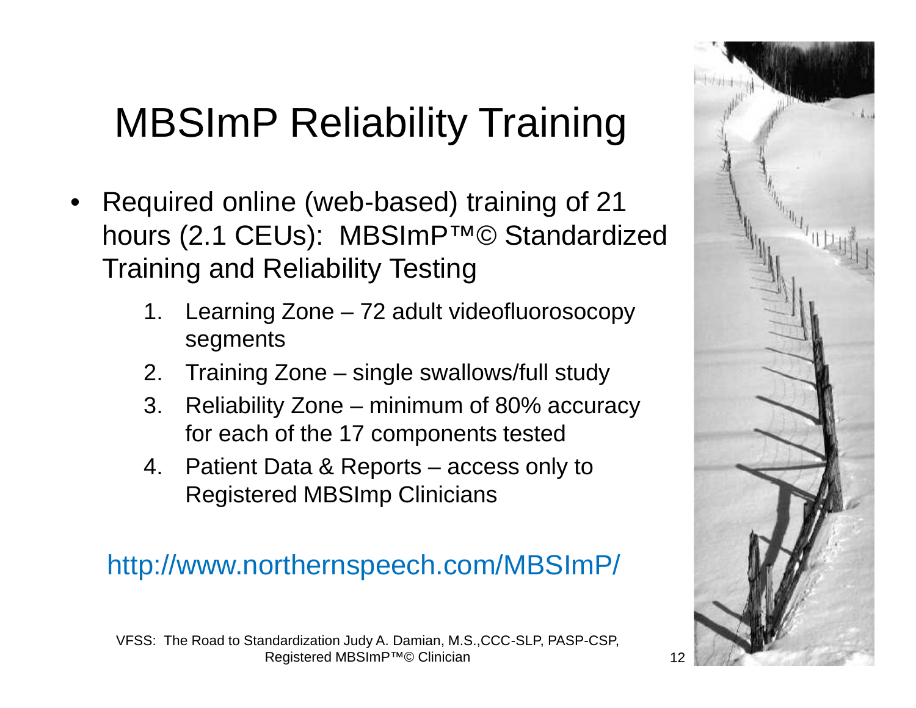# MBSImP Reliability Training

- Required online (web-based) training of 21 hours (2.1 CEUs): MBSImP™© Standardized Training and Reliability Testing
  1. Learning Zone – 72 adult videofluorosocopy segments
  2. Training Zone – single swallows/full study
  3. Reliability Zone – minimum of 80% accuracy for each of the 17 components tested
  4. Patient Data & Reports – access only to Registered MBSImp Clinicians

http://www.northernspeech.com/MBSImP/

VFSS: The Road to Standardization Judy A. Damian, M.S.,CCC-SLP, PASP-CSP, Registered MBSImP™© Clinician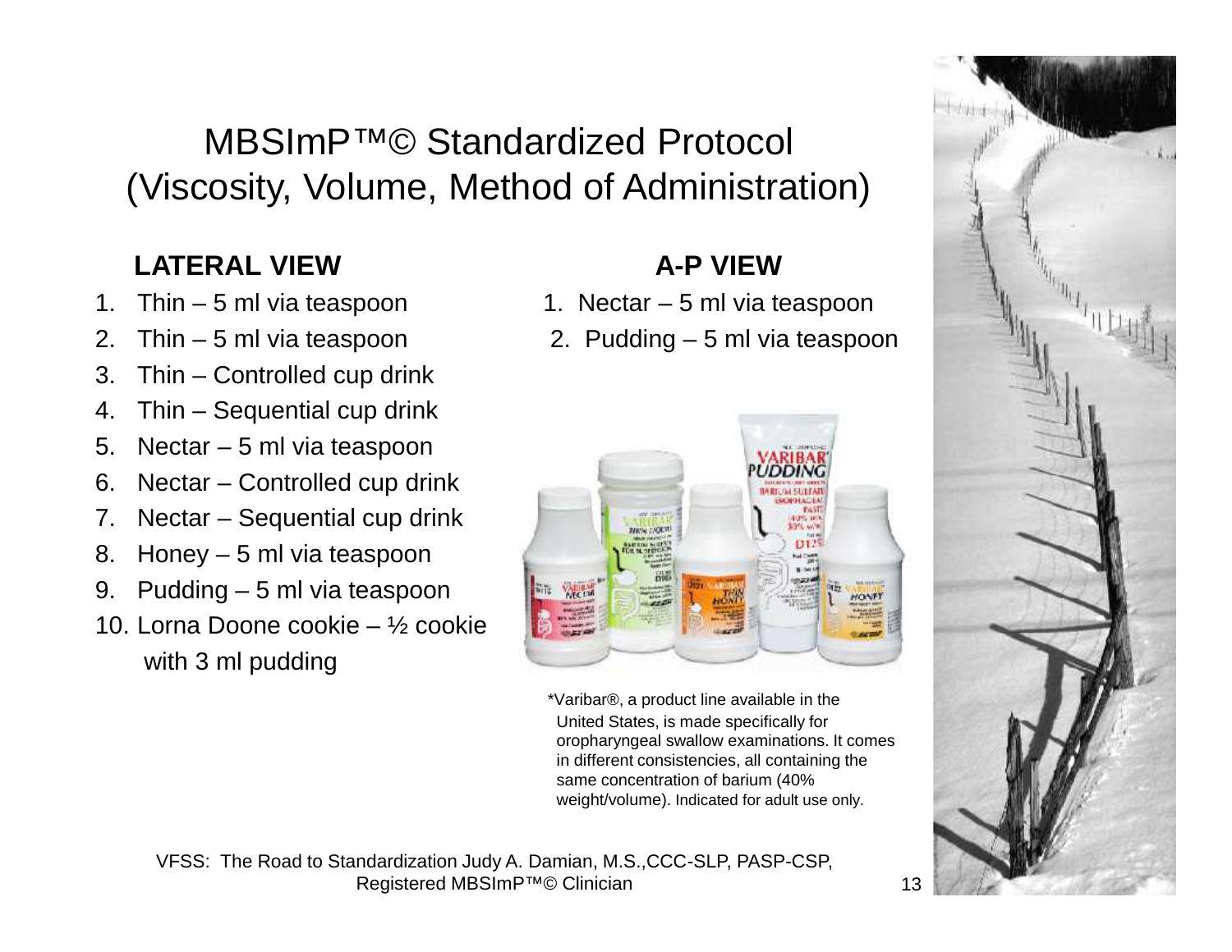# MBSImP™© Standardized Protocol (Viscosity, Volume, Method of Administration)

## LATERAL VIEW

1. Thin – 5 ml via teaspoon
2. Thin – 5 ml via teaspoon
3. Thin – Controlled cup drink
4. Thin – Sequential cup drink
5. Nectar – 5 ml via teaspoon
6. Nectar – Controlled cup drink
7. Nectar – Sequential cup drink
8. Honey – 5 ml via teaspoon
9. Pudding – 5 ml via teaspoon
10. Lorna Doone cookie – ½ cookie with 3 ml pudding

## A-P VIEW

1. Nectar – 5 ml via teaspoon
2. Pudding – 5 ml via teaspoon

*Varibar®, a product line available in the United States, is made specifically for oropharyngeal swallow examinations. It comes in different consistencies, all containing the same concentration of barium (40% weight/volume). Indicated for adult use only.

VFSS: The Road to Standardization Judy A. Damian, M.S.,CCC-SLP, PASP-CSP, Registered MBSImP™© Clinician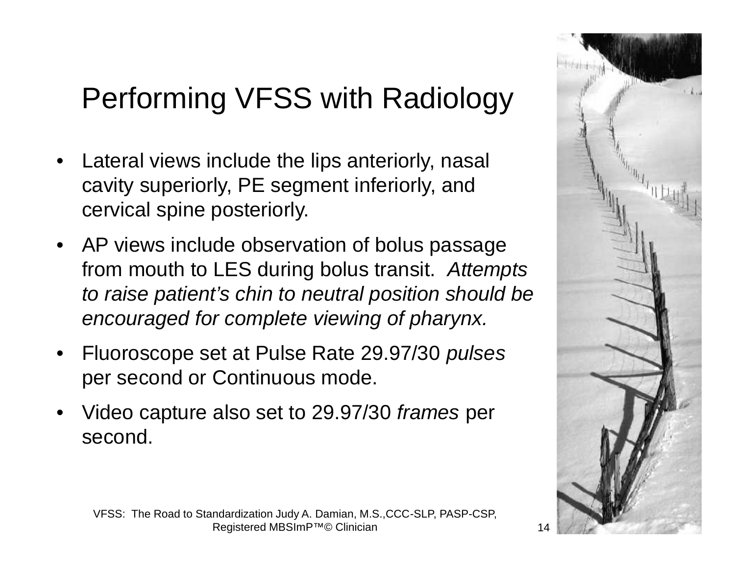# Performing VFSS with Radiology

- Lateral views include the lips anteriorly, nasal cavity superiorly, PE segment inferiorly, and cervical spine posteriorly.
- AP views include observation of bolus passage from mouth to LES during bolus transit. *Attempts to raise patient's chin to neutral position should be encouraged for complete viewing of pharynx.*
- Fluoroscope set at Pulse Rate 29.97/30 *pulses* per second or Continuous mode.
- Video capture also set to 29.97/30 *frames* per second.

VFSS: The Road to Standardization Judy A. Damian, M.S.,CCC-SLP, PASP-CSP, Registered MBSImP™© Clinician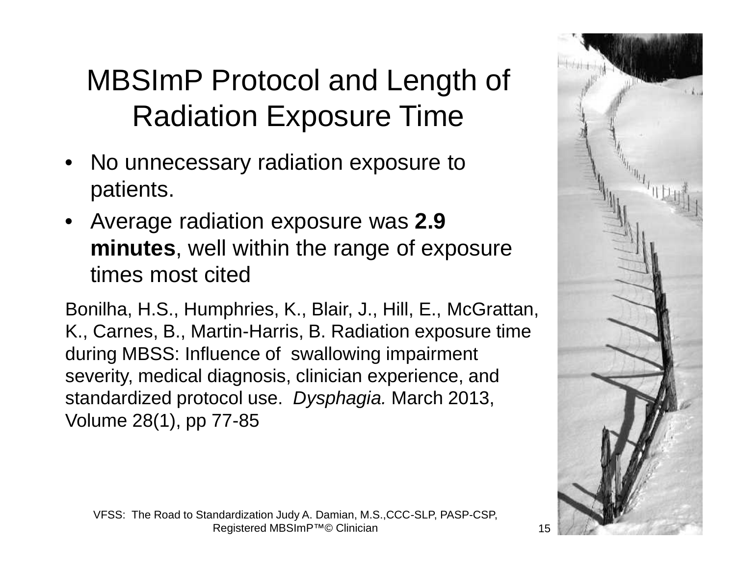# MBSImP Protocol and Length of Radiation Exposure Time

- No unnecessary radiation exposure to patients.
- Average radiation exposure was **2.9 minutes**, well within the range of exposure times most cited

Bonilha, H.S., Humphries, K., Blair, J., Hill, E., McGrattan, K., Carnes, B., Martin-Harris, B. Radiation exposure time during MBSS: Influence of swallowing impairment severity, medical diagnosis, clinician experience, and standardized protocol use. *Dysphagia.* March 2013, Volume 28(1), pp 77-85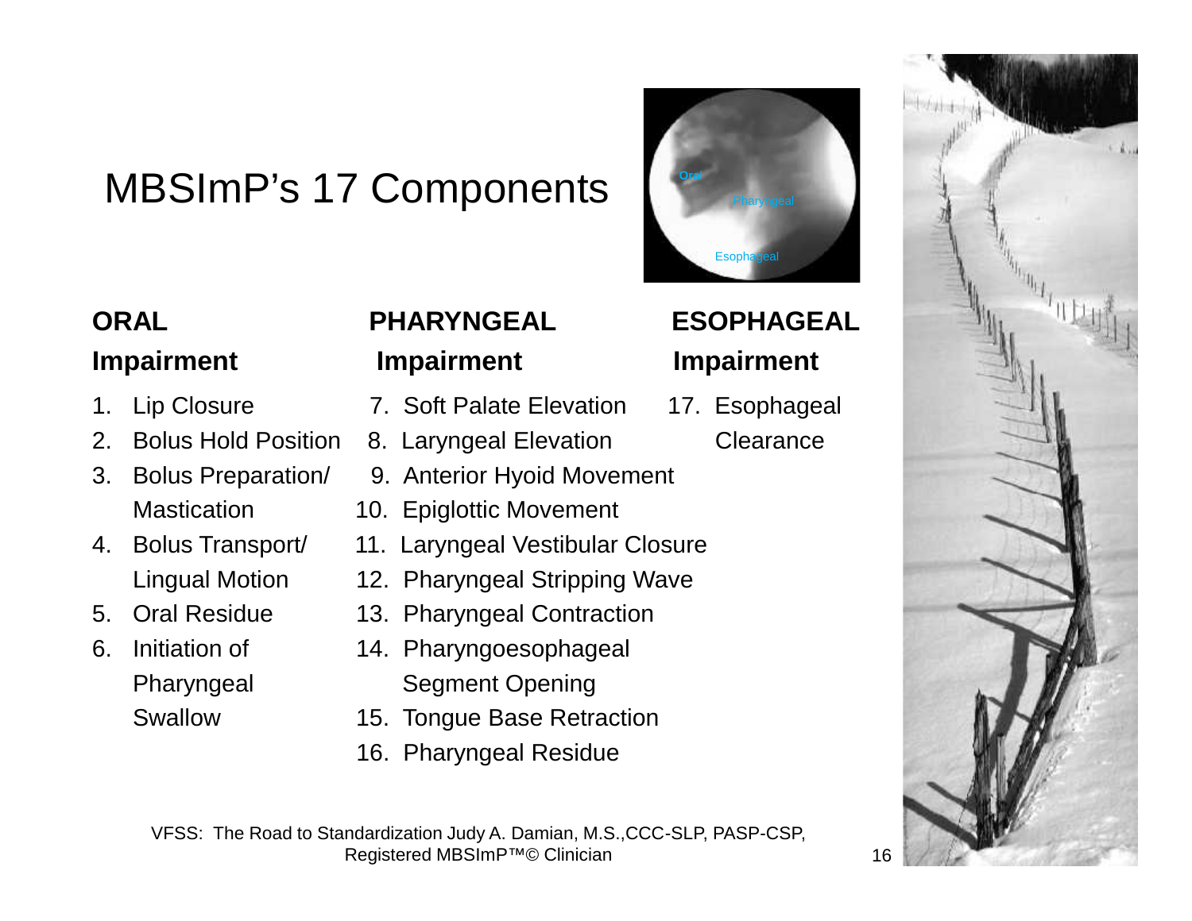# MBSImP's 17 Components

**ORAL Impairment**

1. Lip Closure
2. Bolus Hold Position
3. Bolus Preparation/ Mastication
4. Bolus Transport/ Lingual Motion
5. Oral Residue
6. Initiation of Pharyngeal Swallow

**PHARYNGEAL Impairment**

7. Soft Palate Elevation
8. Laryngeal Elevation
9. Anterior Hyoid Movement
10. Epiglottic Movement
11. Laryngeal Vestibular Closure
12. Pharyngeal Stripping Wave
13. Pharyngeal Contraction
14. Pharyngoesophageal Segment Opening
15. Tongue Base Retraction
16. Pharyngeal Residue

**ESOPHAGEAL Impairment**

17. Esophageal Clearance

VFSS: The Road to Standardization Judy A. Damian, M.S.,CCC-SLP, PASP-CSP, Registered MBSImP™© Clinician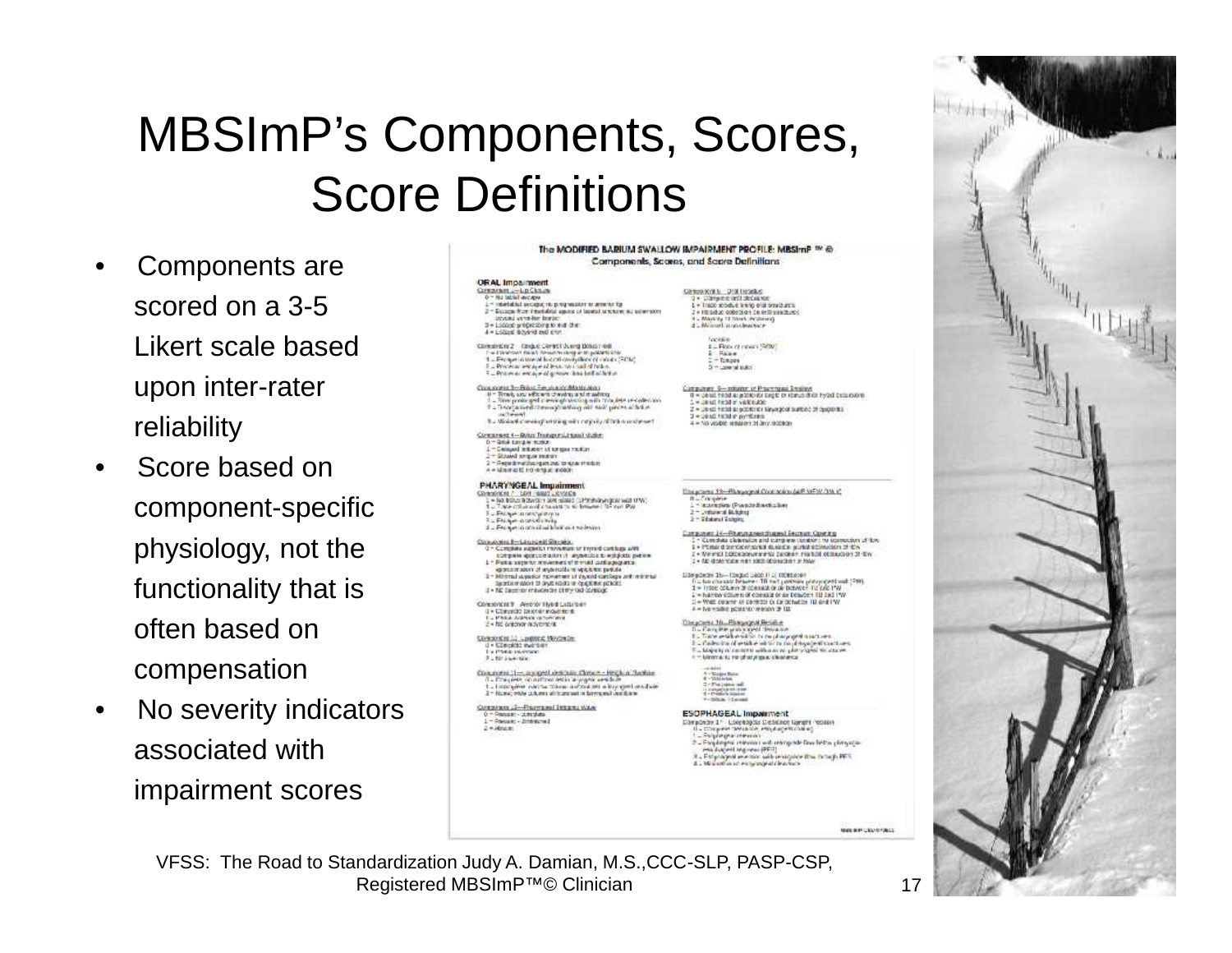# MBSImP's Components, Scores, Score Definitions

- Components are scored on a 3-5 Likert scale based upon inter-rater reliability
- Score based on component-specific physiology, not the functionality that is often based on compensation
- No severity indicators associated with impairment scores

VFSS: The Road to Standardization Judy A. Damian, M.S.,CCC-SLP, PASP-CSP, Registered MBSImP™© Clinician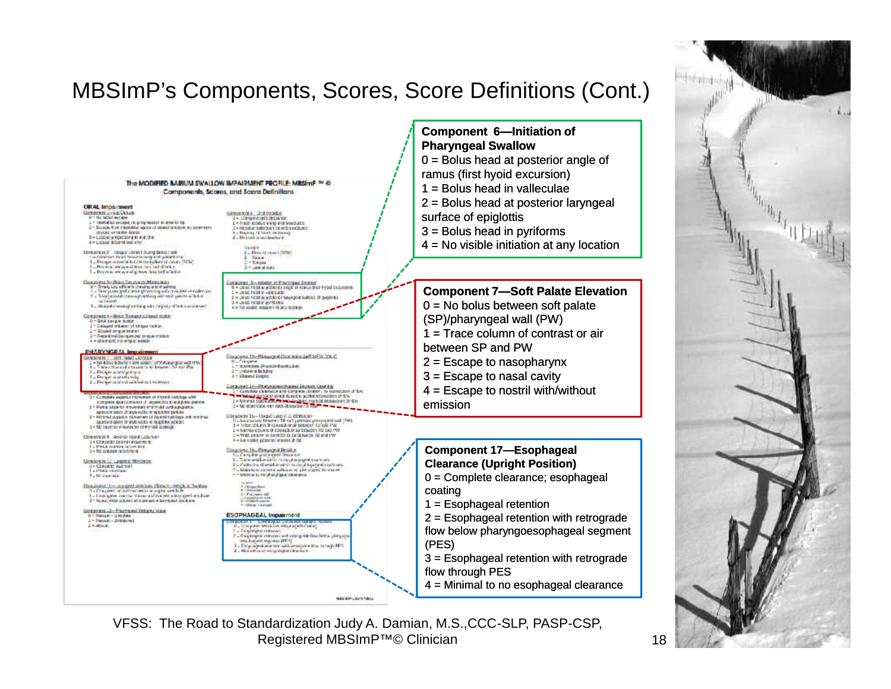# MBSImP's Components, Scores, Score Definitions (Cont.)

**Component 6—Initiation of Pharyngeal Swallow**

0 = Bolus head at posterior angle of ramus (first hyoid excursion)
1 = Bolus head in valleculae
2 = Bolus head at posterior laryngeal surface of epiglottis
3 = Bolus head in pyriforms
4 = No visible initiation at any location

**Component 7—Soft Palate Elevation**

0 = No bolus between soft palate (SP)/pharyngeal wall (PW)
1 = Trace column of contrast or air between SP and PW
2 = Escape to nasopharynx
3 = Escape to nasal cavity
4 = Escape to nostril with/without emission

**Component 17—Esophageal Clearance (Upright Position)**

0 = Complete clearance; esophageal coating
1 = Esophageal retention
2 = Esophageal retention with retrograde flow below pharyngoesophageal segment (PES)
3 = Esophageal retention with retrograde flow through PES
4 = Minimal to no esophageal clearance

VFSS: The Road to Standardization Judy A. Damian, M.S.,CCC-SLP, PASP-CSP, Registered MBSImP™© Clinician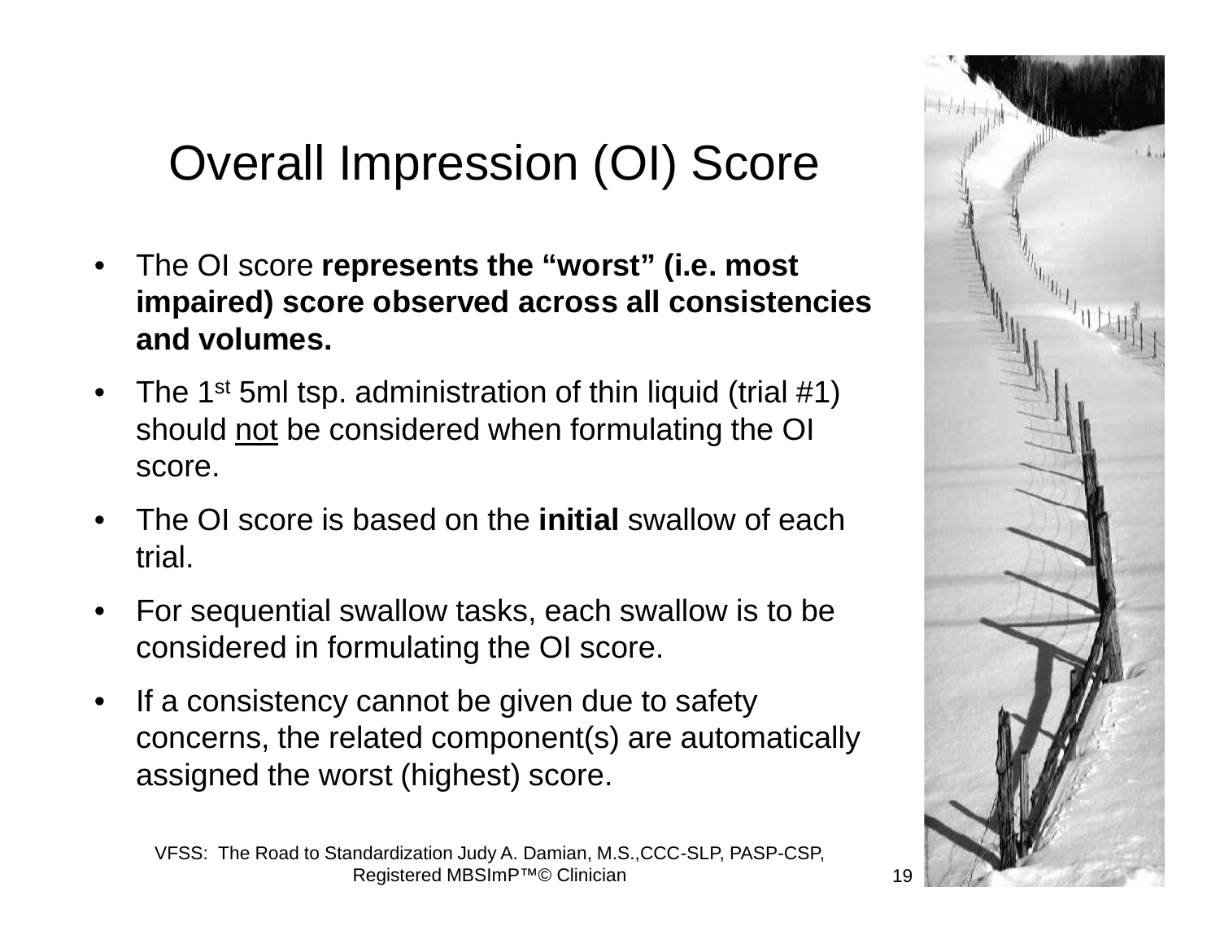# Overall Impression (OI) Score

- The OI score **represents the "worst" (i.e. most impaired) score observed across all consistencies and volumes.**
- The 1st 5ml tsp. administration of thin liquid (trial #1) should not be considered when formulating the OI score.
- The OI score is based on the **initial** swallow of each trial.
- For sequential swallow tasks, each swallow is to be considered in formulating the OI score.
- If a consistency cannot be given due to safety concerns, the related component(s) are automatically assigned the worst (highest) score.

VFSS: The Road to Standardization Judy A. Damian, M.S.,CCC-SLP, PASP-CSP, Registered MBSImP™© Clinician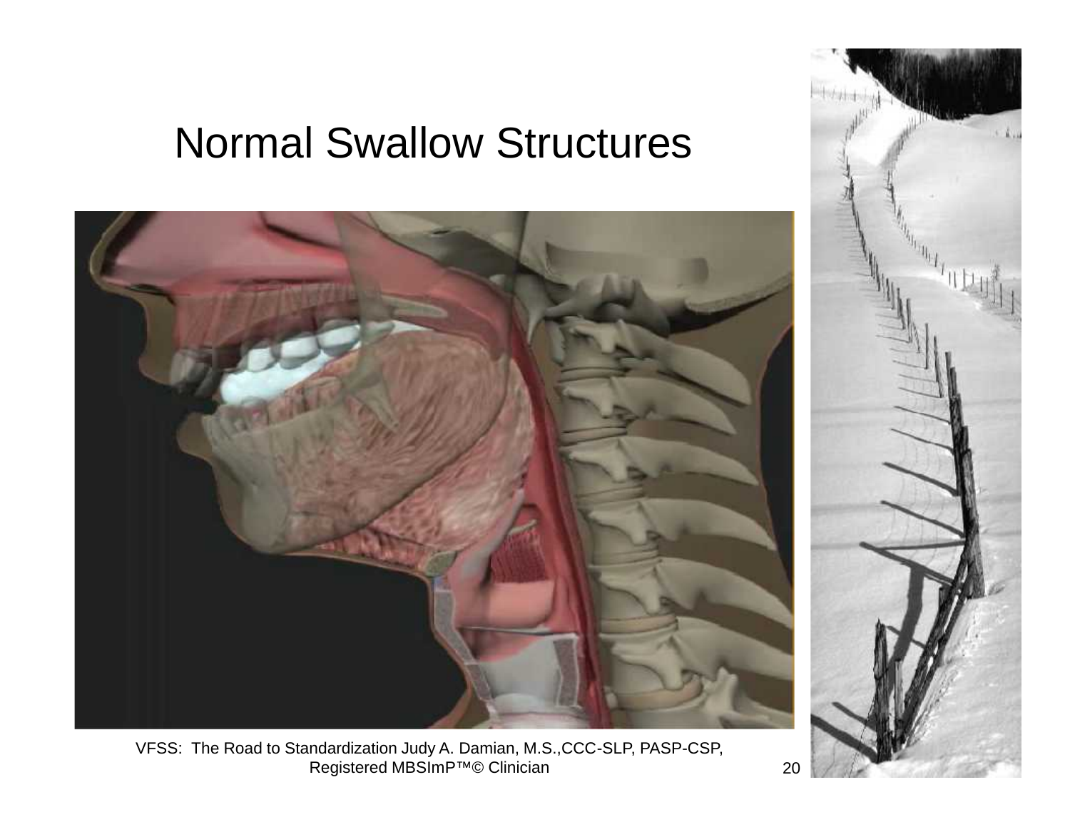# Normal Swallow Structures

VFSS: The Road to Standardization Judy A. Damian, M.S.,CCC-SLP, PASP-CSP, Registered MBSImP™© Clinician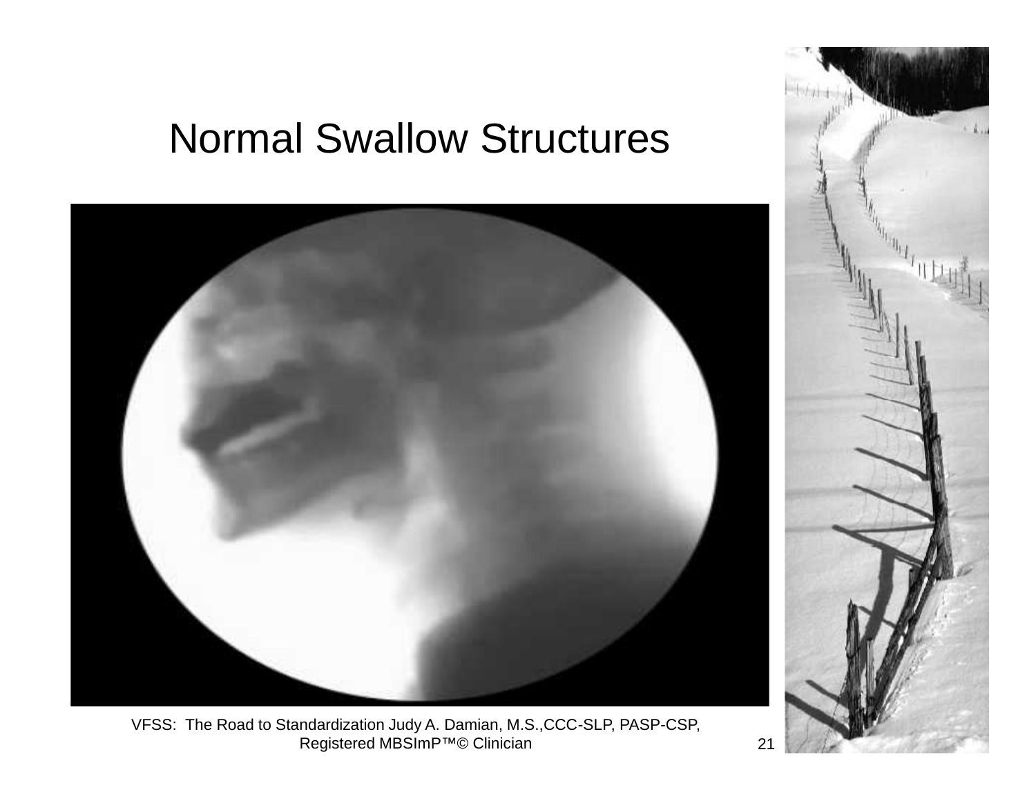# Normal Swallow Structures

VFSS: The Road to Standardization Judy A. Damian, M.S.,CCC-SLP, PASP-CSP, Registered MBSImP™© Clinician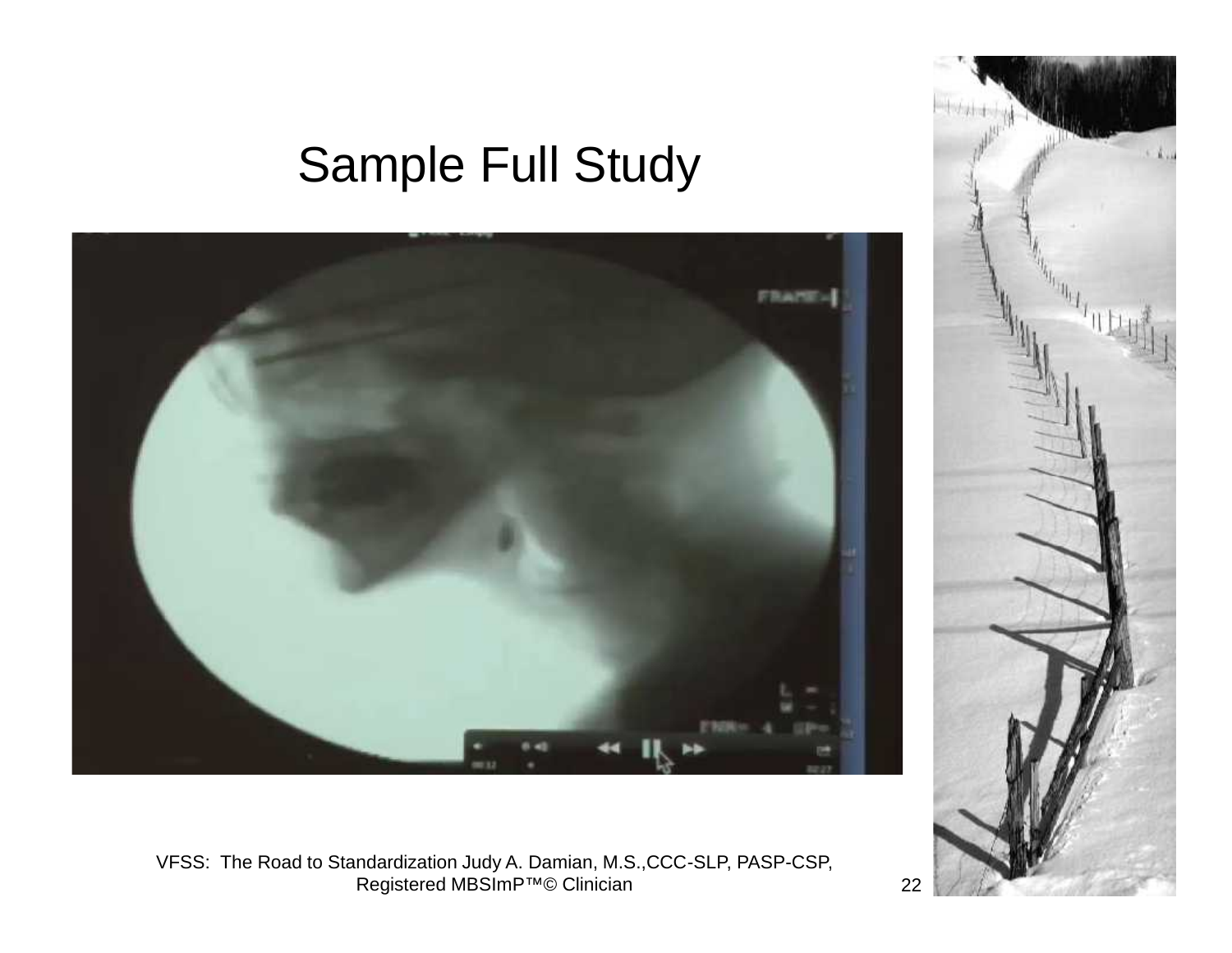# Sample Full Study

VFSS: The Road to Standardization Judy A. Damian, M.S.,CCC-SLP, PASP-CSP, Registered MBSImP™© Clinician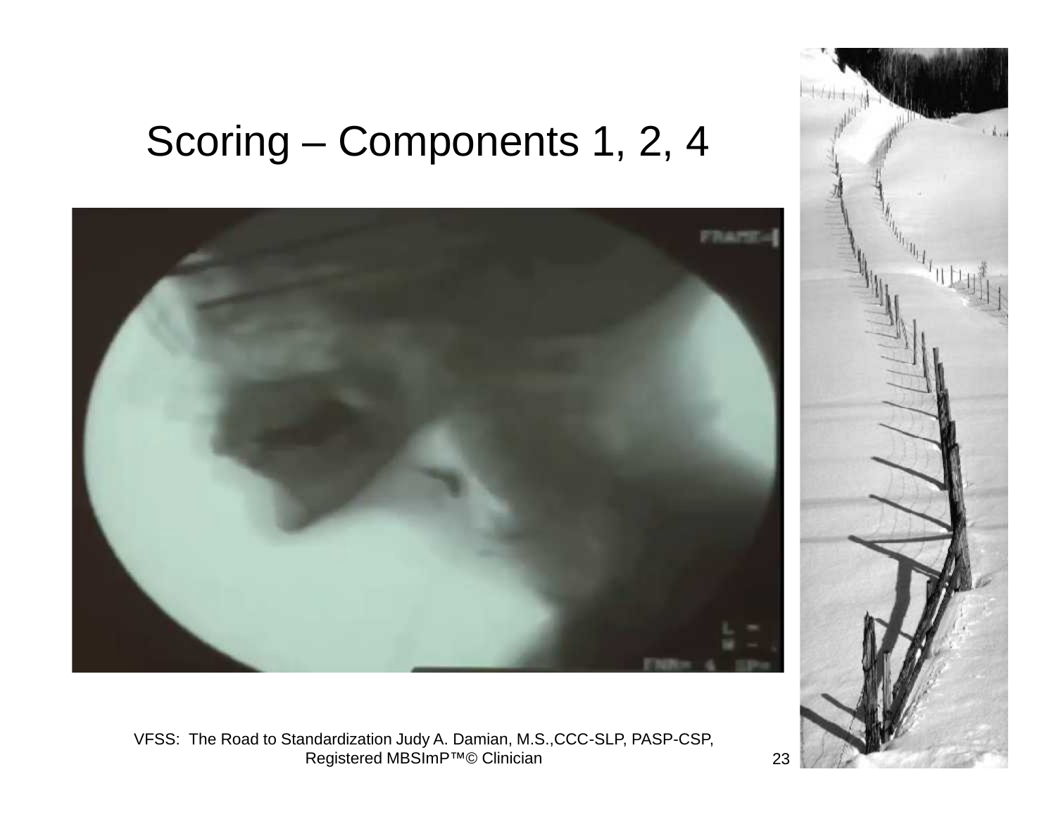# Scoring – Components 1, 2, 4

VFSS: The Road to Standardization Judy A. Damian, M.S.,CCC-SLP, PASP-CSP, Registered MBSImP™© Clinician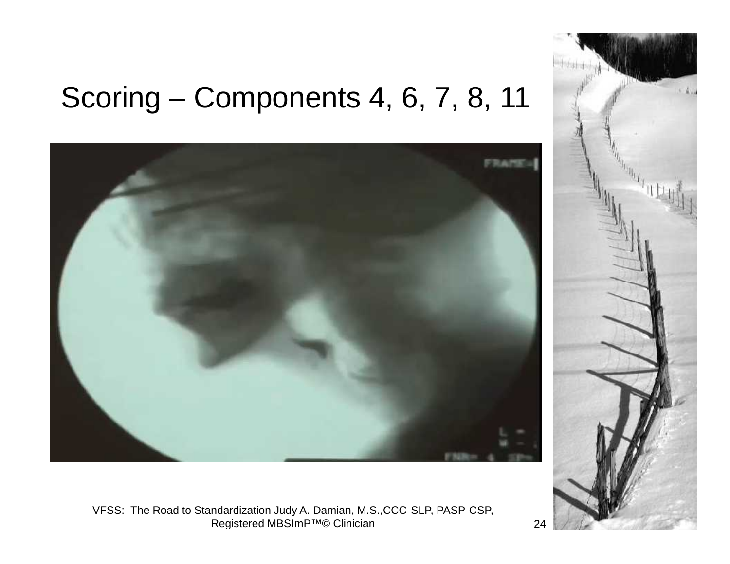# Scoring – Components 4, 6, 7, 8, 11

VFSS: The Road to Standardization Judy A. Damian, M.S.,CCC-SLP, PASP-CSP, Registered MBSImP™© Clinician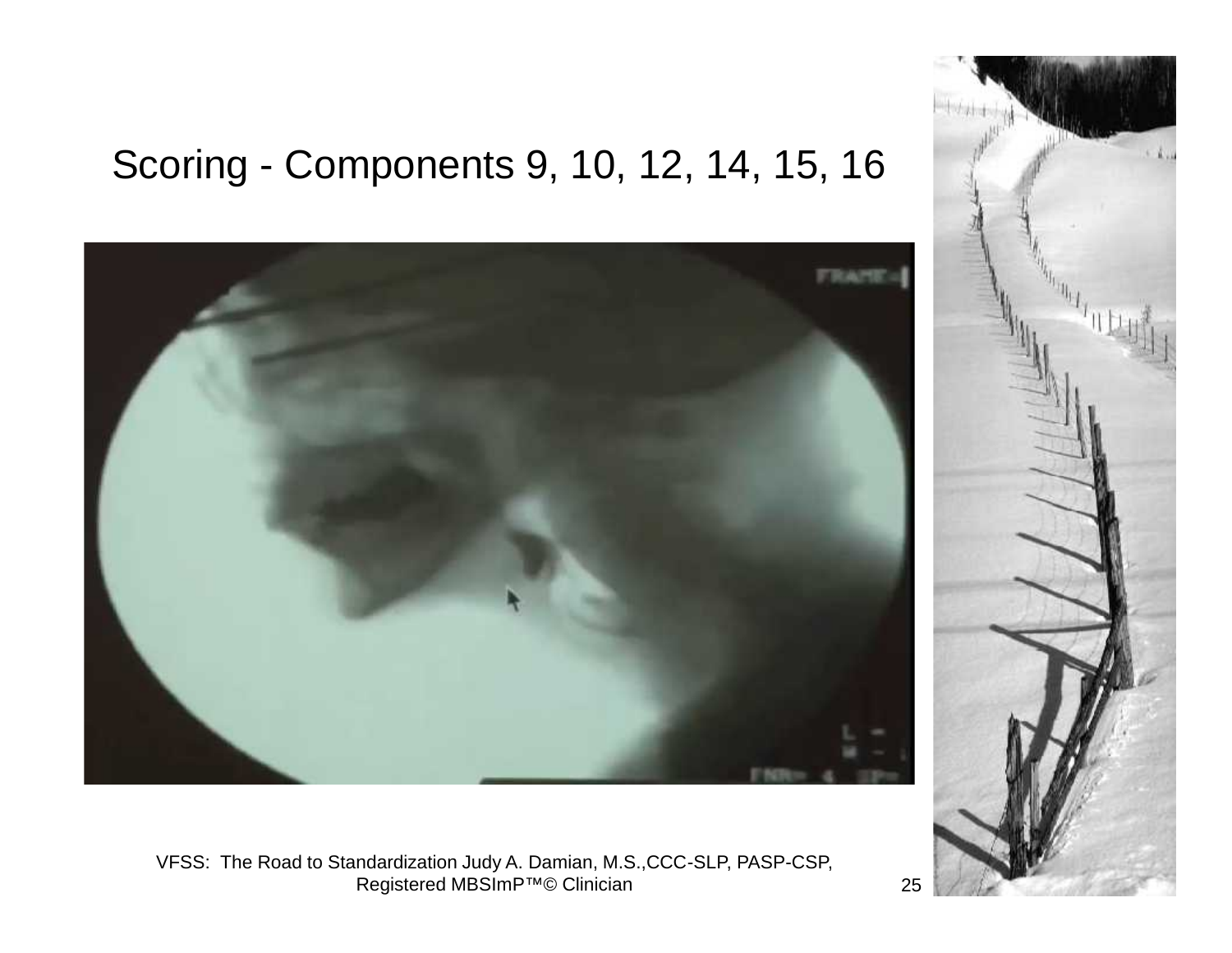# Scoring - Components 9, 10, 12, 14, 15, 16

VFSS: The Road to Standardization Judy A. Damian, M.S.,CCC-SLP, PASP-CSP, Registered MBSImP™© Clinician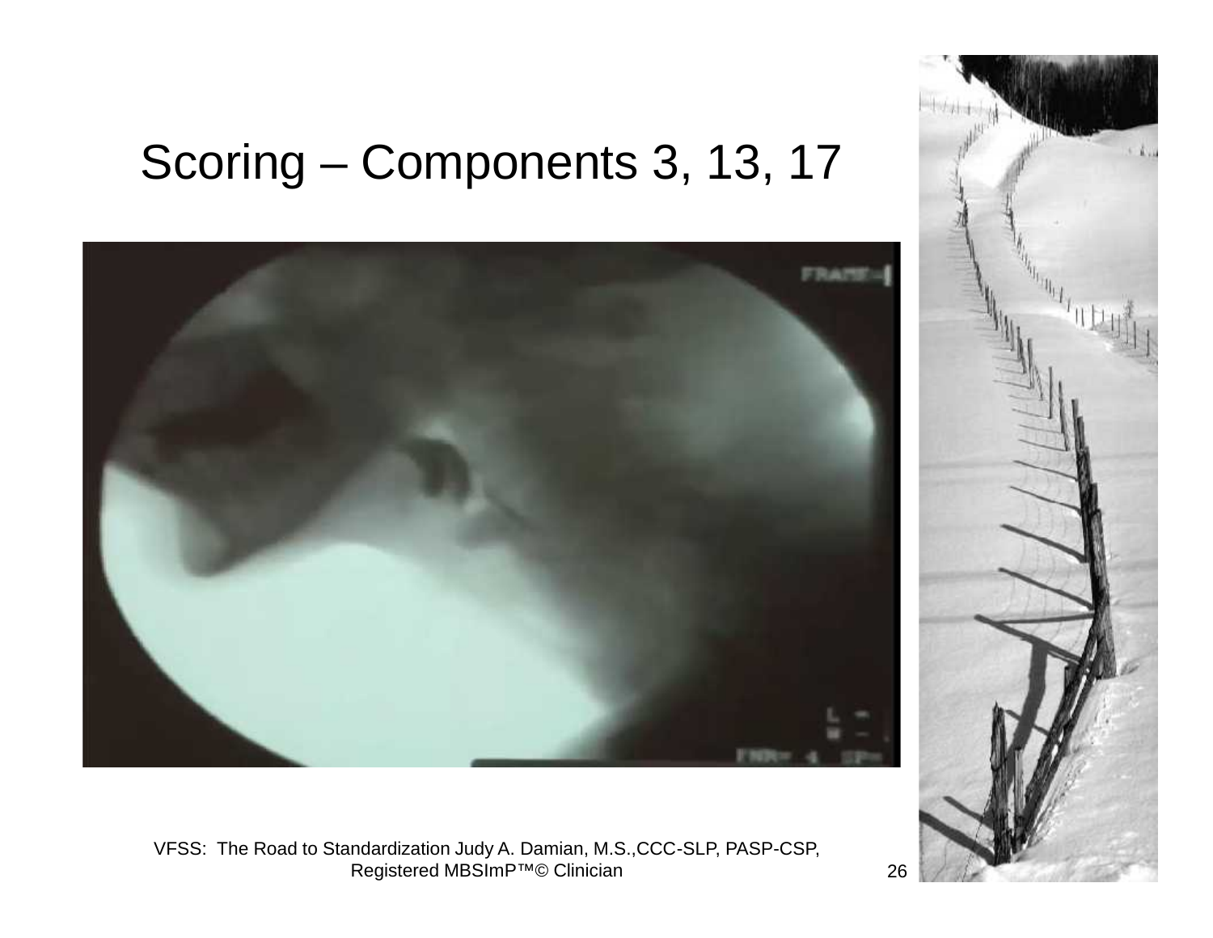# Scoring – Components 3, 13, 17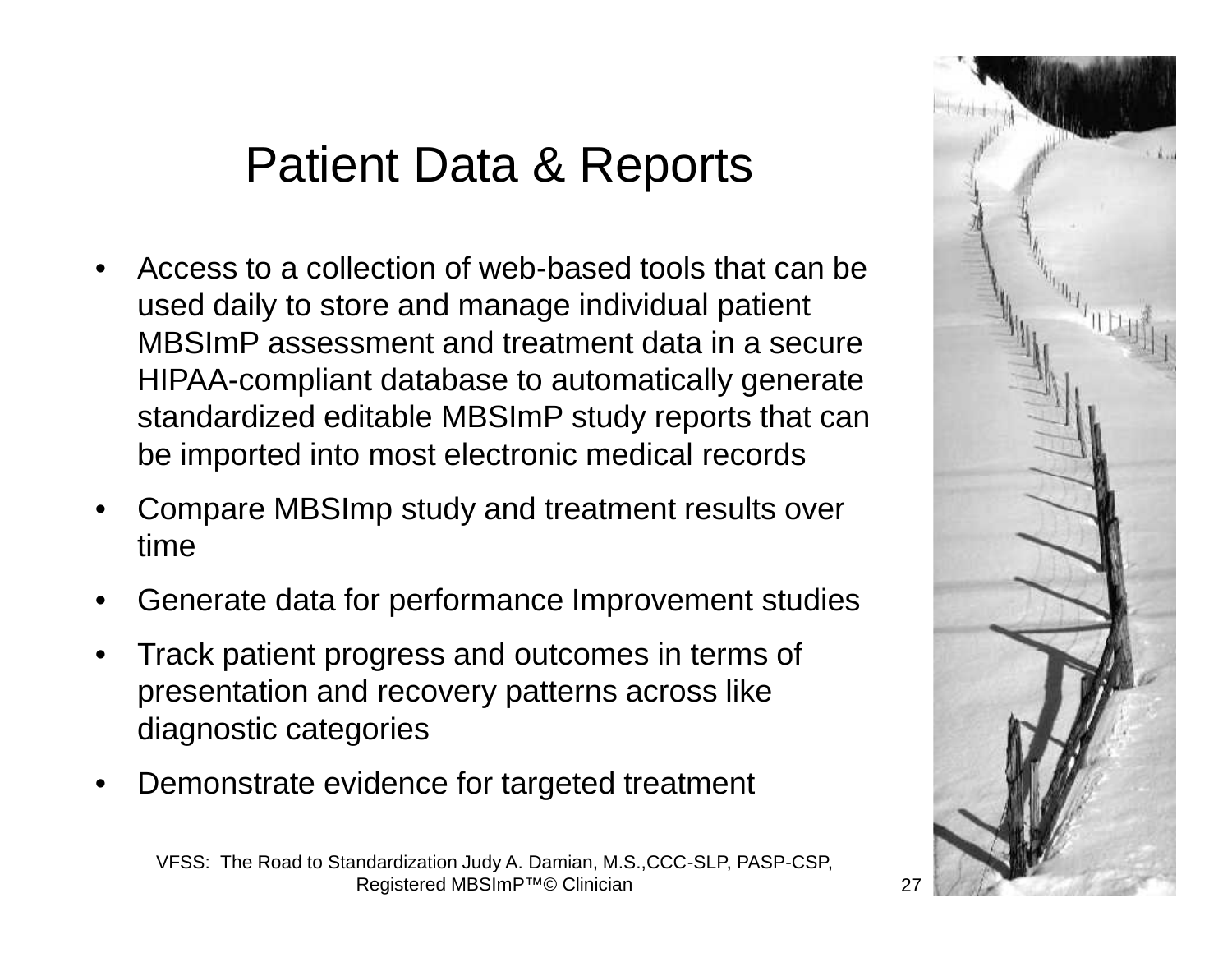# Patient Data & Reports

- Access to a collection of web-based tools that can be used daily to store and manage individual patient MBSImP assessment and treatment data in a secure HIPAA-compliant database to automatically generate standardized editable MBSImP study reports that can be imported into most electronic medical records
- Compare MBSImp study and treatment results over time
- Generate data for performance Improvement studies
- Track patient progress and outcomes in terms of presentation and recovery patterns across like diagnostic categories
- Demonstrate evidence for targeted treatment

VFSS: The Road to Standardization Judy A. Damian, M.S.,CCC-SLP, PASP-CSP, Registered MBSImP™© Clinician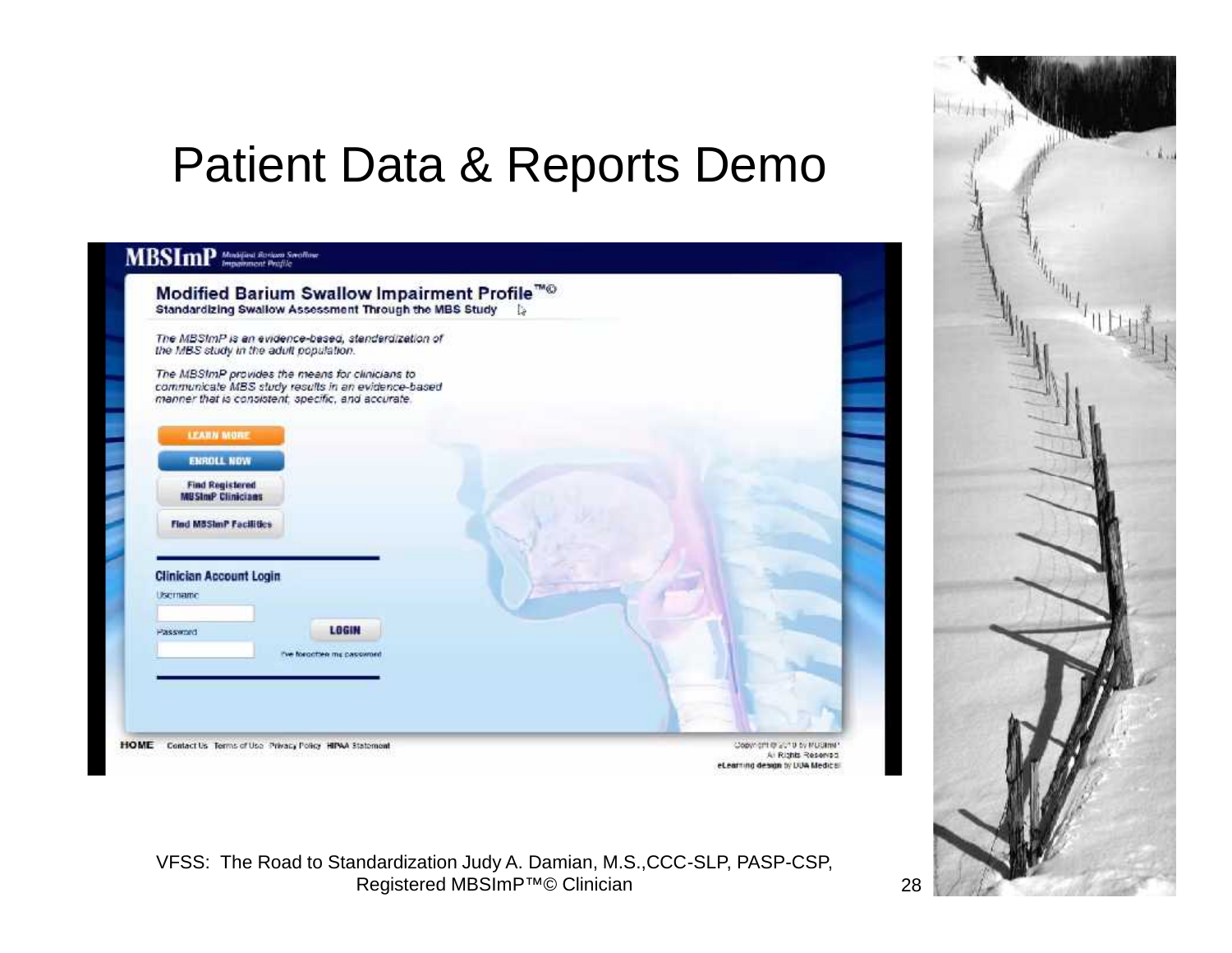# Patient Data & Reports Demo

**MBSImP** Modified Barium Swallow Impairment Profile

**Modified Barium Swallow Impairment Profile™©**

**Standardizing Swallow Assessment Through the MBS Study**

*The MBSImP is an evidence-based, standardization of the MBS study in the adult population.*

*The MBSImP provides the means for clinicians to communicate MBS study results in an evidence-based manner that is consistent, specific, and accurate.*

LEARN MORE

ENROLL NOW

Find Registered MBSImP Clinicians

Find MBSImP Facilities

**Clinician Account Login**

Username

Password

LOGIN

I've forgotten my password

HOME Contact Us Terms of Use Privacy Policy HIPAA Statement

Copyright © 2010 by MBSImP. All Rights Reserved. eLearning design by DDA Medical

VFSS: The Road to Standardization Judy A. Damian, M.S.,CCC-SLP, PASP-CSP, Registered MBSImP™© Clinician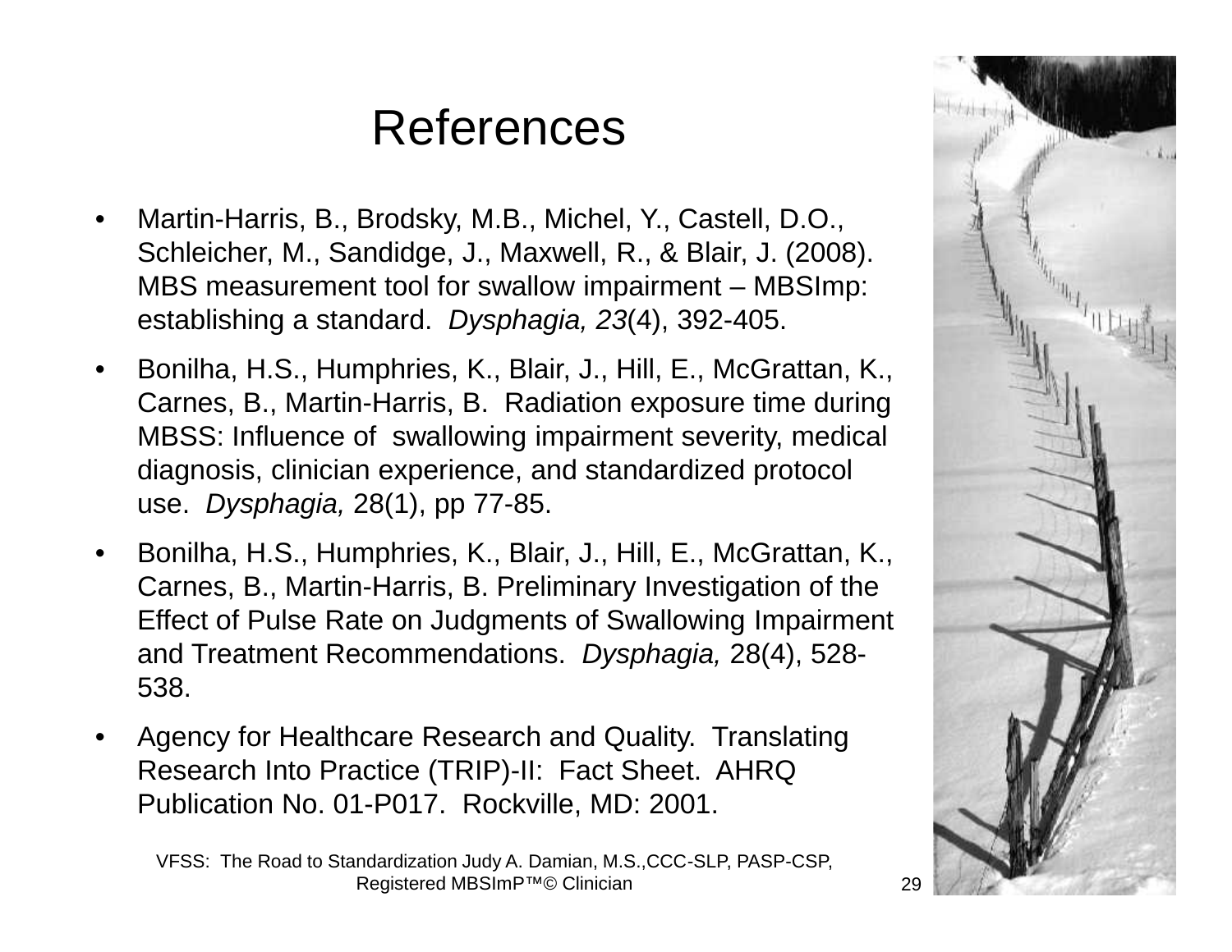# References

- Martin-Harris, B., Brodsky, M.B., Michel, Y., Castell, D.O., Schleicher, M., Sandidge, J., Maxwell, R., & Blair, J. (2008). MBS measurement tool for swallow impairment – MBSImp: establishing a standard. *Dysphagia, 23*(4), 392-405.
- Bonilha, H.S., Humphries, K., Blair, J., Hill, E., McGrattan, K., Carnes, B., Martin-Harris, B. Radiation exposure time during MBSS: Influence of swallowing impairment severity, medical diagnosis, clinician experience, and standardized protocol use. *Dysphagia,* 28(1), pp 77-85.
- Bonilha, H.S., Humphries, K., Blair, J., Hill, E., McGrattan, K., Carnes, B., Martin-Harris, B. Preliminary Investigation of the Effect of Pulse Rate on Judgments of Swallowing Impairment and Treatment Recommendations. *Dysphagia,* 28(4), 528-538.
- Agency for Healthcare Research and Quality. Translating Research Into Practice (TRIP)-II: Fact Sheet. AHRQ Publication No. 01-P017. Rockville, MD: 2001.

VFSS: The Road to Standardization Judy A. Damian, M.S.,CCC-SLP, PASP-CSP, Registered MBSImP™© Clinician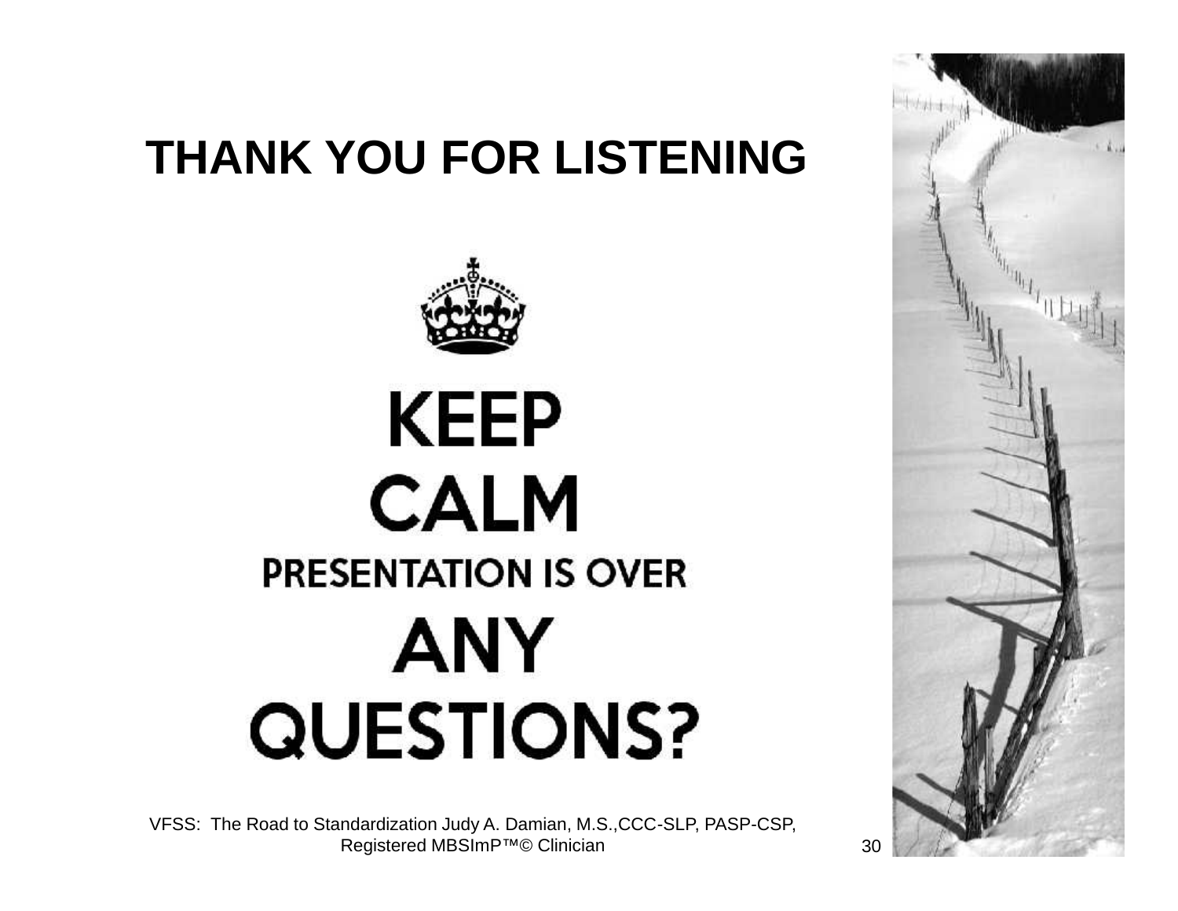# THANK YOU FOR LISTENING

KEEP
CALM
PRESENTATION IS OVER
ANY
QUESTIONS?